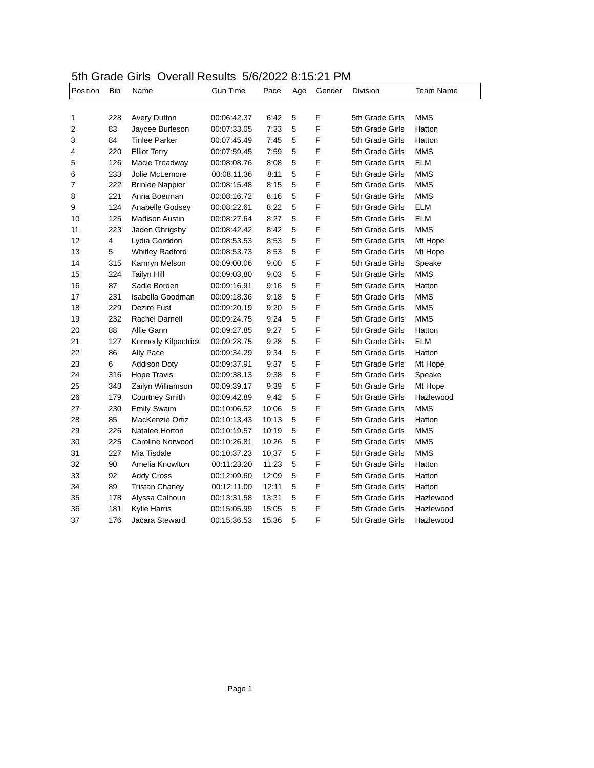# 5th Grade Girls  Overall Results  5/6/2022 8:15:21 PM

| Position | Bib | Name | Gun Time | Pace | Age | Gender | Division | Team Name |
|---|---|---|---|---|---|---|---|---|
| 1 | 228 | Avery Dutton | 00:06:42.37 | 6:42 | 5 | F | 5th Grade Girls | MMS |
| 2 | 83 | Jaycee Burleson | 00:07:33.05 | 7:33 | 5 | F | 5th Grade Girls | Hatton |
| 3 | 84 | Tinlee Parker | 00:07:45.49 | 7:45 | 5 | F | 5th Grade Girls | Hatton |
| 4 | 220 | Elliot Terry | 00:07:59.45 | 7:59 | 5 | F | 5th Grade Girls | MMS |
| 5 | 126 | Macie Treadway | 00:08:08.76 | 8:08 | 5 | F | 5th Grade Girls | ELM |
| 6 | 233 | Jolie McLemore | 00:08:11.36 | 8:11 | 5 | F | 5th Grade Girls | MMS |
| 7 | 222 | Brinlee Nappier | 00:08:15.48 | 8:15 | 5 | F | 5th Grade Girls | MMS |
| 8 | 221 | Anna Boerman | 00:08:16.72 | 8:16 | 5 | F | 5th Grade Girls | MMS |
| 9 | 124 | Anabelle Godsey | 00:08:22.61 | 8:22 | 5 | F | 5th Grade Girls | ELM |
| 10 | 125 | Madison Austin | 00:08:27.64 | 8:27 | 5 | F | 5th Grade Girls | ELM |
| 11 | 223 | Jaden Ghrigsby | 00:08:42.42 | 8:42 | 5 | F | 5th Grade Girls | MMS |
| 12 | 4 | Lydia Gorddon | 00:08:53.53 | 8:53 | 5 | F | 5th Grade Girls | Mt Hope |
| 13 | 5 | Whitley Radford | 00:08:53.73 | 8:53 | 5 | F | 5th Grade Girls | Mt Hope |
| 14 | 315 | Kamryn Melson | 00:09:00.06 | 9:00 | 5 | F | 5th Grade Girls | Speake |
| 15 | 224 | Tailyn Hill | 00:09:03.80 | 9:03 | 5 | F | 5th Grade Girls | MMS |
| 16 | 87 | Sadie Borden | 00:09:16.91 | 9:16 | 5 | F | 5th Grade Girls | Hatton |
| 17 | 231 | Isabella Goodman | 00:09:18.36 | 9:18 | 5 | F | 5th Grade Girls | MMS |
| 18 | 229 | Dezire Fust | 00:09:20.19 | 9:20 | 5 | F | 5th Grade Girls | MMS |
| 19 | 232 | Rachel Darnell | 00:09:24.75 | 9:24 | 5 | F | 5th Grade Girls | MMS |
| 20 | 88 | Allie Gann | 00:09:27.85 | 9:27 | 5 | F | 5th Grade Girls | Hatton |
| 21 | 127 | Kennedy Kilpactrick | 00:09:28.75 | 9:28 | 5 | F | 5th Grade Girls | ELM |
| 22 | 86 | Ally Pace | 00:09:34.29 | 9:34 | 5 | F | 5th Grade Girls | Hatton |
| 23 | 6 | Addison Doty | 00:09:37.91 | 9:37 | 5 | F | 5th Grade Girls | Mt Hope |
| 24 | 316 | Hope Travis | 00:09:38.13 | 9:38 | 5 | F | 5th Grade Girls | Speake |
| 25 | 343 | Zailyn Williamson | 00:09:39.17 | 9:39 | 5 | F | 5th Grade Girls | Mt Hope |
| 26 | 179 | Courtney Smith | 00:09:42.89 | 9:42 | 5 | F | 5th Grade Girls | Hazlewood |
| 27 | 230 | Emily Swaim | 00:10:06.52 | 10:06 | 5 | F | 5th Grade Girls | MMS |
| 28 | 85 | MacKenzie Ortiz | 00:10:13.43 | 10:13 | 5 | F | 5th Grade Girls | Hatton |
| 29 | 226 | Natalee Horton | 00:10:19.57 | 10:19 | 5 | F | 5th Grade Girls | MMS |
| 30 | 225 | Caroline Norwood | 00:10:26.81 | 10:26 | 5 | F | 5th Grade Girls | MMS |
| 31 | 227 | Mia Tisdale | 00:10:37.23 | 10:37 | 5 | F | 5th Grade Girls | MMS |
| 32 | 90 | Amelia Knowlton | 00:11:23.20 | 11:23 | 5 | F | 5th Grade Girls | Hatton |
| 33 | 92 | Addy Cross | 00:12:09.60 | 12:09 | 5 | F | 5th Grade Girls | Hatton |
| 34 | 89 | Tristan Chaney | 00:12:11.00 | 12:11 | 5 | F | 5th Grade Girls | Hatton |
| 35 | 178 | Alyssa Calhoun | 00:13:31.58 | 13:31 | 5 | F | 5th Grade Girls | Hazlewood |
| 36 | 181 | Kylie Harris | 00:15:05.99 | 15:05 | 5 | F | 5th Grade Girls | Hazlewood |
| 37 | 176 | Jacara Steward | 00:15:36.53 | 15:36 | 5 | F | 5th Grade Girls | Hazlewood |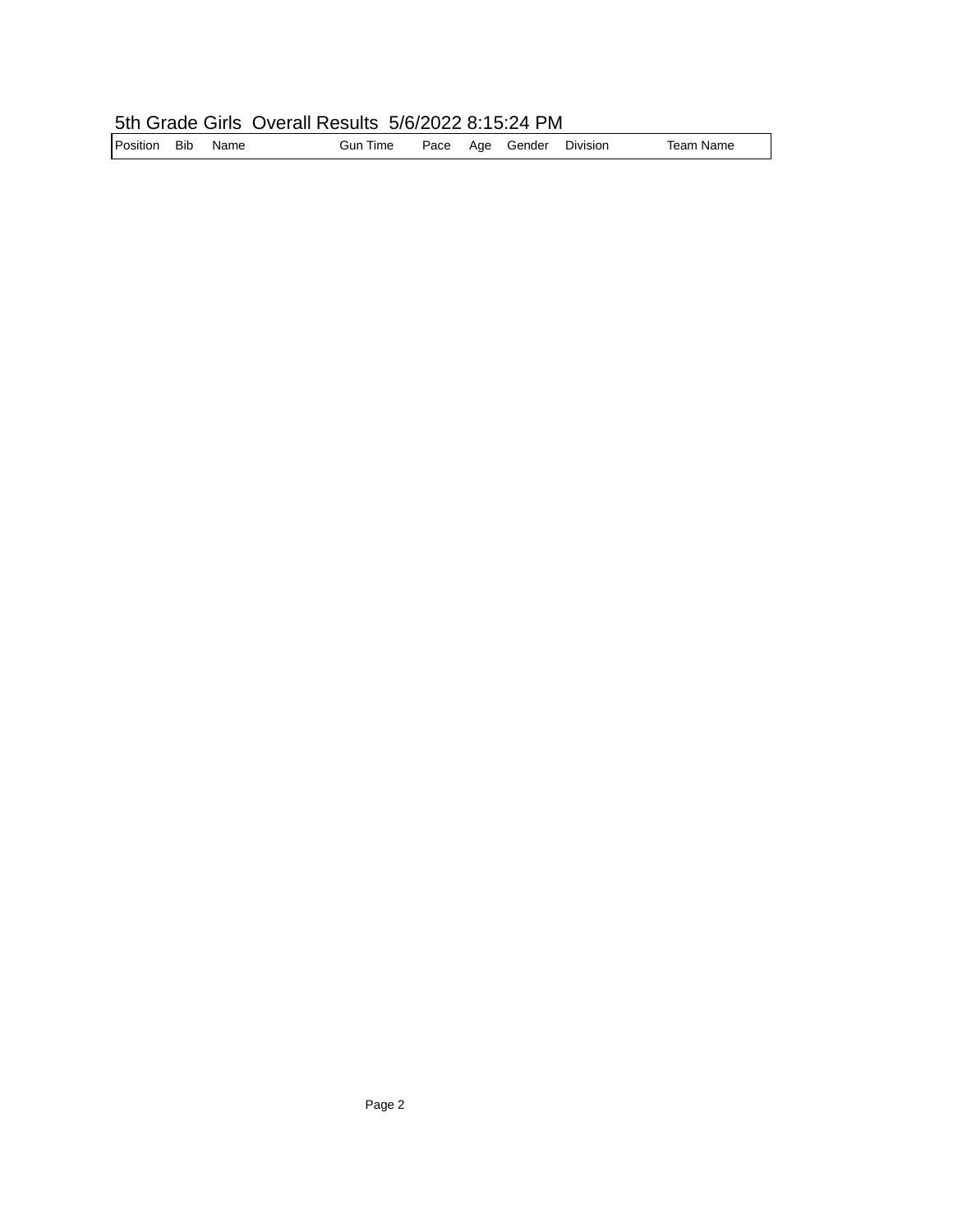5th Grade Girls  Overall Results  5/6/2022 8:15:24 PM

| Position | Bib | Name | Gun Time | Pace | Age | Gender | Division | Team Name |
|---|---|---|---|---|---|---|---|---|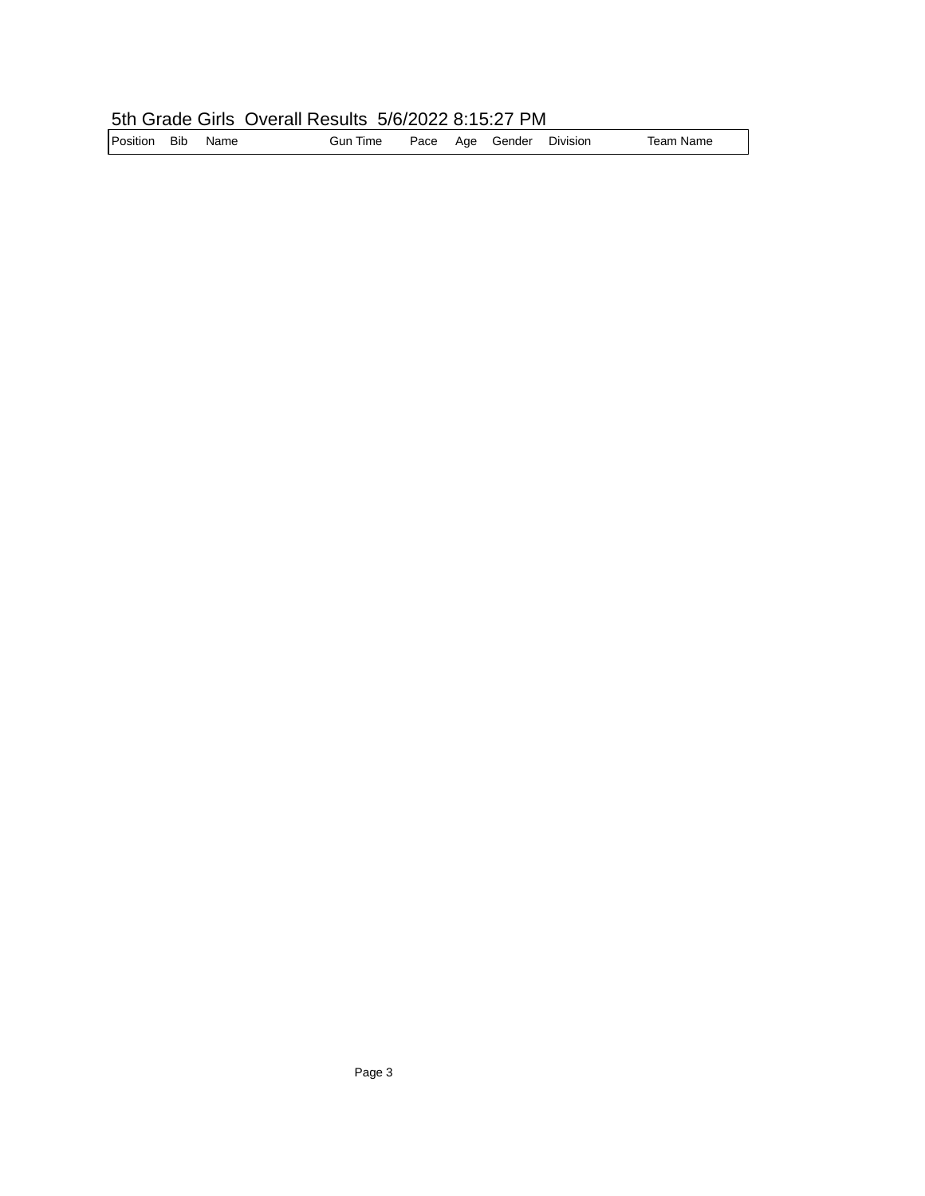## 5th Grade Girls Overall Results 5/6/2022 8:15:27 PM

| Position | Bib | Name | Gun Time | Pace | Age | Gender | Division | Team Name |
|---|---|---|---|---|---|---|---|---|